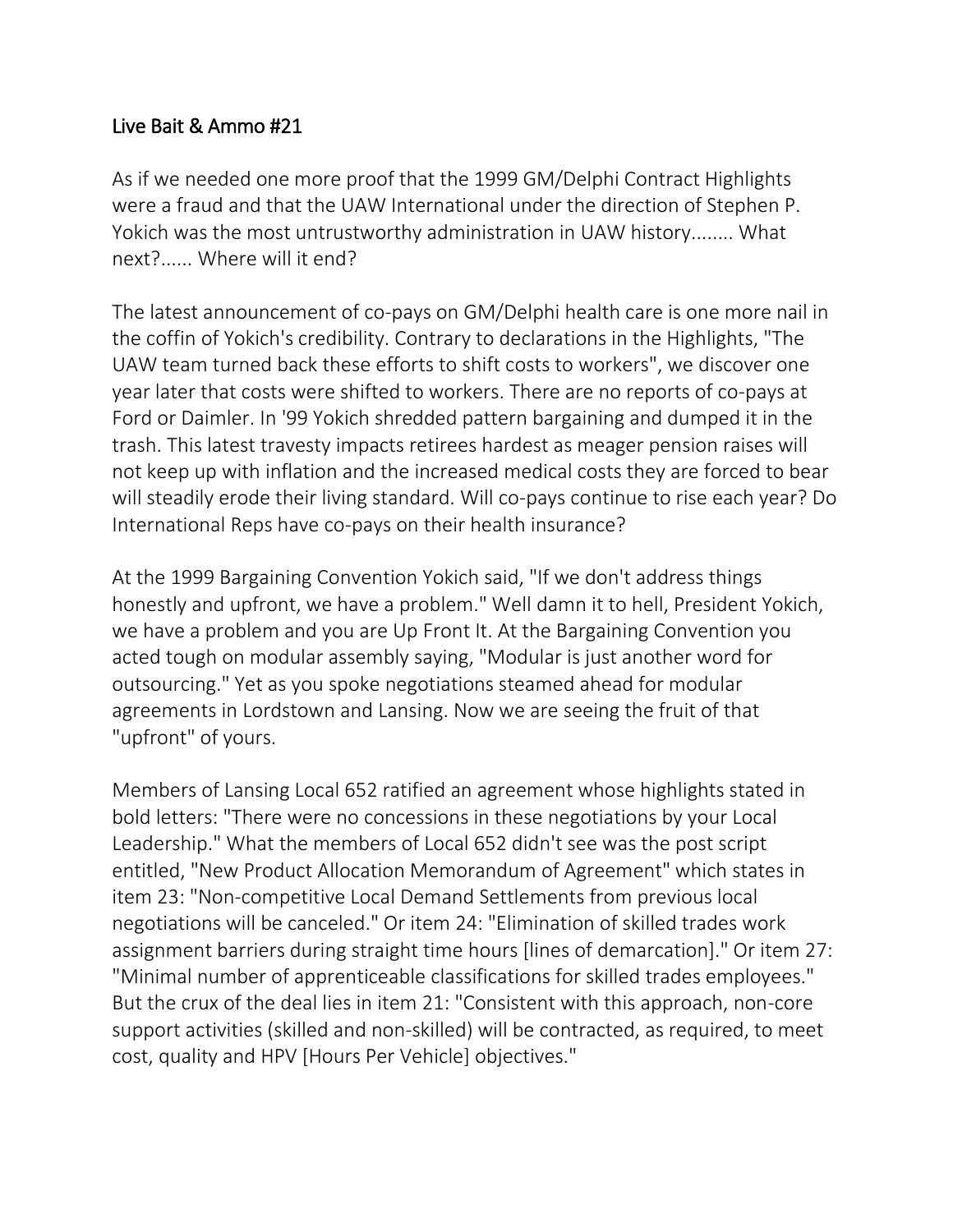# Live Bait & Ammo #21

As if we needed one more proof that the 1999 GM/Delphi Contract Highlights were a fraud and that the UAW International under the direction of Stephen P. Yokich was the most untrustworthy administration in UAW history........ What next?...... Where will it end?

The latest announcement of co-pays on GM/Delphi health care is one more nail in the coffin of Yokich's credibility. Contrary to declarations in the Highlights, "The UAW team turned back these efforts to shift costs to workers", we discover one year later that costs were shifted to workers. There are no reports of co-pays at Ford or Daimler. In '99 Yokich shredded pattern bargaining and dumped it in the trash. This latest travesty impacts retirees hardest as meager pension raises will not keep up with inflation and the increased medical costs they are forced to bear will steadily erode their living standard. Will co-pays continue to rise each year? Do International Reps have co-pays on their health insurance?

At the 1999 Bargaining Convention Yokich said, "If we don't address things honestly and upfront, we have a problem." Well damn it to hell, President Yokich, we have a problem and you are Up Front It. At the Bargaining Convention you acted tough on modular assembly saying, "Modular is just another word for outsourcing." Yet as you spoke negotiations steamed ahead for modular agreements in Lordstown and Lansing. Now we are seeing the fruit of that "upfront" of yours.

Members of Lansing Local 652 ratified an agreement whose highlights stated in bold letters: "There were no concessions in these negotiations by your Local Leadership." What the members of Local 652 didn't see was the post script entitled, "New Product Allocation Memorandum of Agreement" which states in item 23: "Non-competitive Local Demand Settlements from previous local negotiations will be canceled." Or item 24: "Elimination of skilled trades work assignment barriers during straight time hours [lines of demarcation]." Or item 27: "Minimal number of apprenticeable classifications for skilled trades employees." But the crux of the deal lies in item 21: "Consistent with this approach, non-core support activities (skilled and non-skilled) will be contracted, as required, to meet cost, quality and HPV [Hours Per Vehicle] objectives."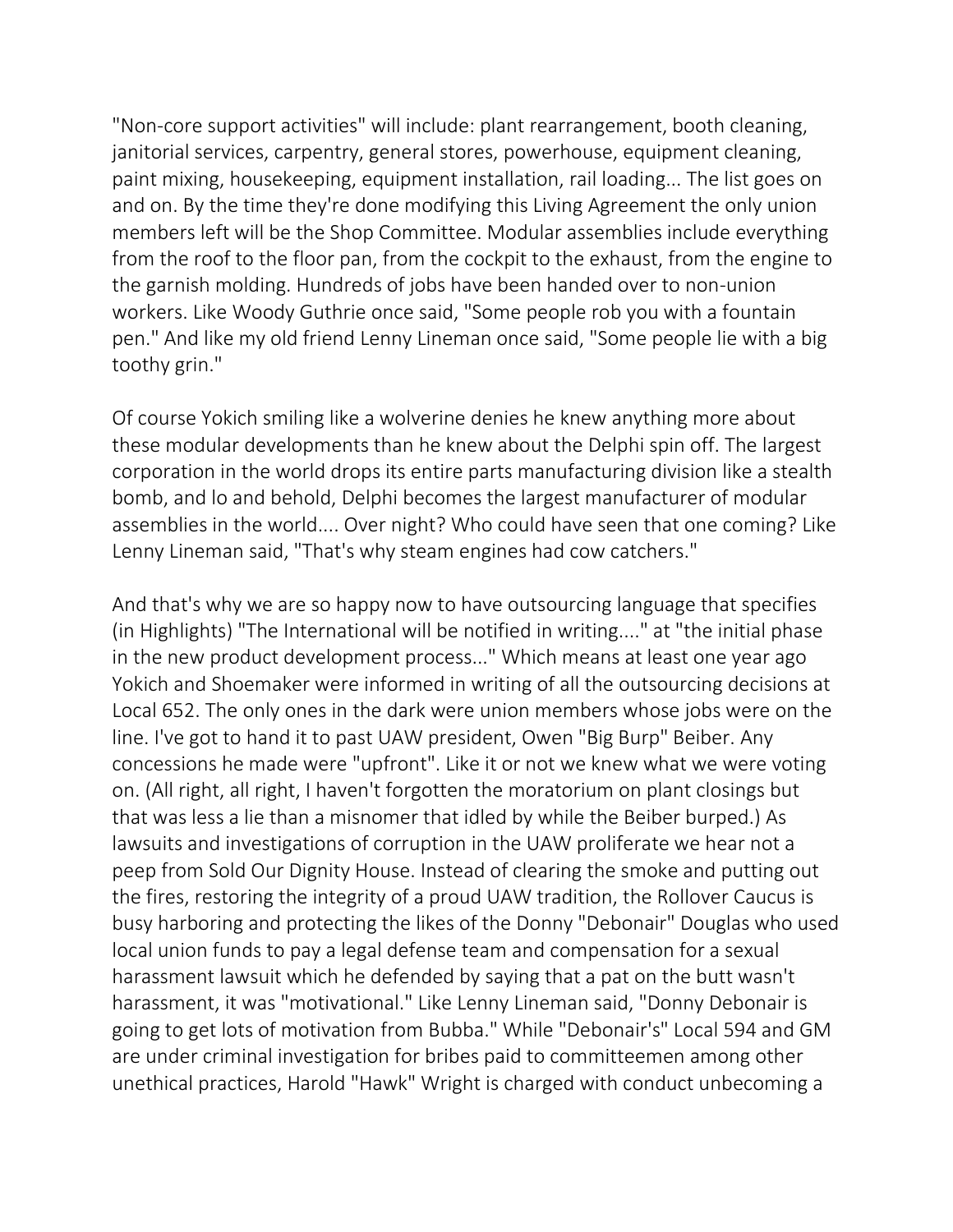"Non-core support activities" will include: plant rearrangement, booth cleaning, janitorial services, carpentry, general stores, powerhouse, equipment cleaning, paint mixing, housekeeping, equipment installation, rail loading... The list goes on and on. By the time they're done modifying this Living Agreement the only union members left will be the Shop Committee. Modular assemblies include everything from the roof to the floor pan, from the cockpit to the exhaust, from the engine to the garnish molding. Hundreds of jobs have been handed over to non-union workers. Like Woody Guthrie once said, "Some people rob you with a fountain pen." And like my old friend Lenny Lineman once said, "Some people lie with a big toothy grin."

Of course Yokich smiling like a wolverine denies he knew anything more about these modular developments than he knew about the Delphi spin off. The largest corporation in the world drops its entire parts manufacturing division like a stealth bomb, and lo and behold, Delphi becomes the largest manufacturer of modular assemblies in the world.... Over night? Who could have seen that one coming? Like Lenny Lineman said, "That's why steam engines had cow catchers."

And that's why we are so happy now to have outsourcing language that specifies (in Highlights) "The International will be notified in writing...." at "the initial phase in the new product development process..." Which means at least one year ago Yokich and Shoemaker were informed in writing of all the outsourcing decisions at Local 652. The only ones in the dark were union members whose jobs were on the line. I've got to hand it to past UAW president, Owen "Big Burp" Beiber. Any concessions he made were "upfront". Like it or not we knew what we were voting on. (All right, all right, I haven't forgotten the moratorium on plant closings but that was less a lie than a misnomer that idled by while the Beiber burped.) As lawsuits and investigations of corruption in the UAW proliferate we hear not a peep from Sold Our Dignity House. Instead of clearing the smoke and putting out the fires, restoring the integrity of a proud UAW tradition, the Rollover Caucus is busy harboring and protecting the likes of the Donny "Debonair" Douglas who used local union funds to pay a legal defense team and compensation for a sexual harassment lawsuit which he defended by saying that a pat on the butt wasn't harassment, it was "motivational." Like Lenny Lineman said, "Donny Debonair is going to get lots of motivation from Bubba." While "Debonair's" Local 594 and GM are under criminal investigation for bribes paid to committeemen among other unethical practices, Harold "Hawk" Wright is charged with conduct unbecoming a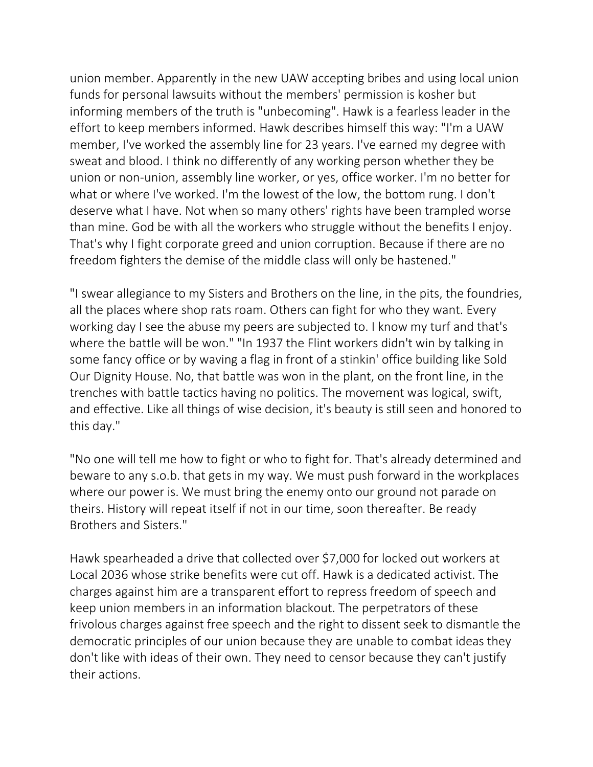union member. Apparently in the new UAW accepting bribes and using local union funds for personal lawsuits without the members' permission is kosher but informing members of the truth is "unbecoming". Hawk is a fearless leader in the effort to keep members informed. Hawk describes himself this way: "I'm a UAW member, I've worked the assembly line for 23 years. I've earned my degree with sweat and blood. I think no differently of any working person whether they be union or non-union, assembly line worker, or yes, office worker. I'm no better for what or where I've worked. I'm the lowest of the low, the bottom rung. I don't deserve what I have. Not when so many others' rights have been trampled worse than mine. God be with all the workers who struggle without the benefits I enjoy. That's why I fight corporate greed and union corruption. Because if there are no freedom fighters the demise of the middle class will only be hastened."

"I swear allegiance to my Sisters and Brothers on the line, in the pits, the foundries, all the places where shop rats roam. Others can fight for who they want. Every working day I see the abuse my peers are subjected to. I know my turf and that's where the battle will be won." "In 1937 the Flint workers didn't win by talking in some fancy office or by waving a flag in front of a stinkin' office building like Sold Our Dignity House. No, that battle was won in the plant, on the front line, in the trenches with battle tactics having no politics. The movement was logical, swift, and effective. Like all things of wise decision, it's beauty is still seen and honored to this day."

"No one will tell me how to fight or who to fight for. That's already determined and beware to any s.o.b. that gets in my way. We must push forward in the workplaces where our power is. We must bring the enemy onto our ground not parade on theirs. History will repeat itself if not in our time, soon thereafter. Be ready Brothers and Sisters."

Hawk spearheaded a drive that collected over $7,000 for locked out workers at Local 2036 whose strike benefits were cut off. Hawk is a dedicated activist. The charges against him are a transparent effort to repress freedom of speech and keep union members in an information blackout. The perpetrators of these frivolous charges against free speech and the right to dissent seek to dismantle the democratic principles of our union because they are unable to combat ideas they don't like with ideas of their own. They need to censor because they can't justify their actions.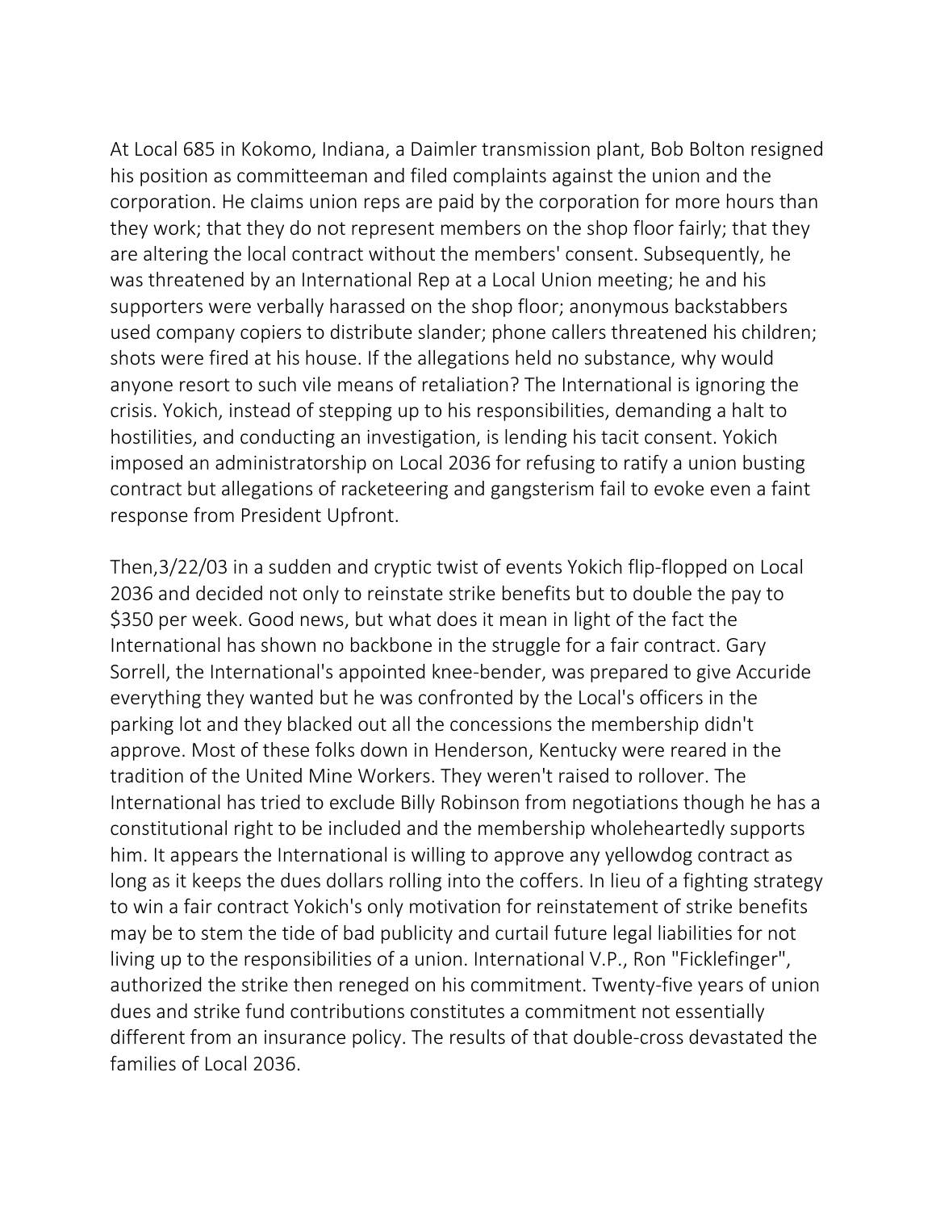At Local 685 in Kokomo, Indiana, a Daimler transmission plant, Bob Bolton resigned his position as committeeman and filed complaints against the union and the corporation. He claims union reps are paid by the corporation for more hours than they work; that they do not represent members on the shop floor fairly; that they are altering the local contract without the members' consent. Subsequently, he was threatened by an International Rep at a Local Union meeting; he and his supporters were verbally harassed on the shop floor; anonymous backstabbers used company copiers to distribute slander; phone callers threatened his children; shots were fired at his house. If the allegations held no substance, why would anyone resort to such vile means of retaliation? The International is ignoring the crisis. Yokich, instead of stepping up to his responsibilities, demanding a halt to hostilities, and conducting an investigation, is lending his tacit consent. Yokich imposed an administratorship on Local 2036 for refusing to ratify a union busting contract but allegations of racketeering and gangsterism fail to evoke even a faint response from President Upfront.

Then,3/22/03 in a sudden and cryptic twist of events Yokich flip-flopped on Local 2036 and decided not only to reinstate strike benefits but to double the pay to $350 per week. Good news, but what does it mean in light of the fact the International has shown no backbone in the struggle for a fair contract. Gary Sorrell, the International's appointed knee-bender, was prepared to give Accuride everything they wanted but he was confronted by the Local's officers in the parking lot and they blacked out all the concessions the membership didn't approve. Most of these folks down in Henderson, Kentucky were reared in the tradition of the United Mine Workers. They weren't raised to rollover. The International has tried to exclude Billy Robinson from negotiations though he has a constitutional right to be included and the membership wholeheartedly supports him. It appears the International is willing to approve any yellowdog contract as long as it keeps the dues dollars rolling into the coffers. In lieu of a fighting strategy to win a fair contract Yokich's only motivation for reinstatement of strike benefits may be to stem the tide of bad publicity and curtail future legal liabilities for not living up to the responsibilities of a union. International V.P., Ron "Ficklefinger", authorized the strike then reneged on his commitment. Twenty-five years of union dues and strike fund contributions constitutes a commitment not essentially different from an insurance policy. The results of that double-cross devastated the families of Local 2036.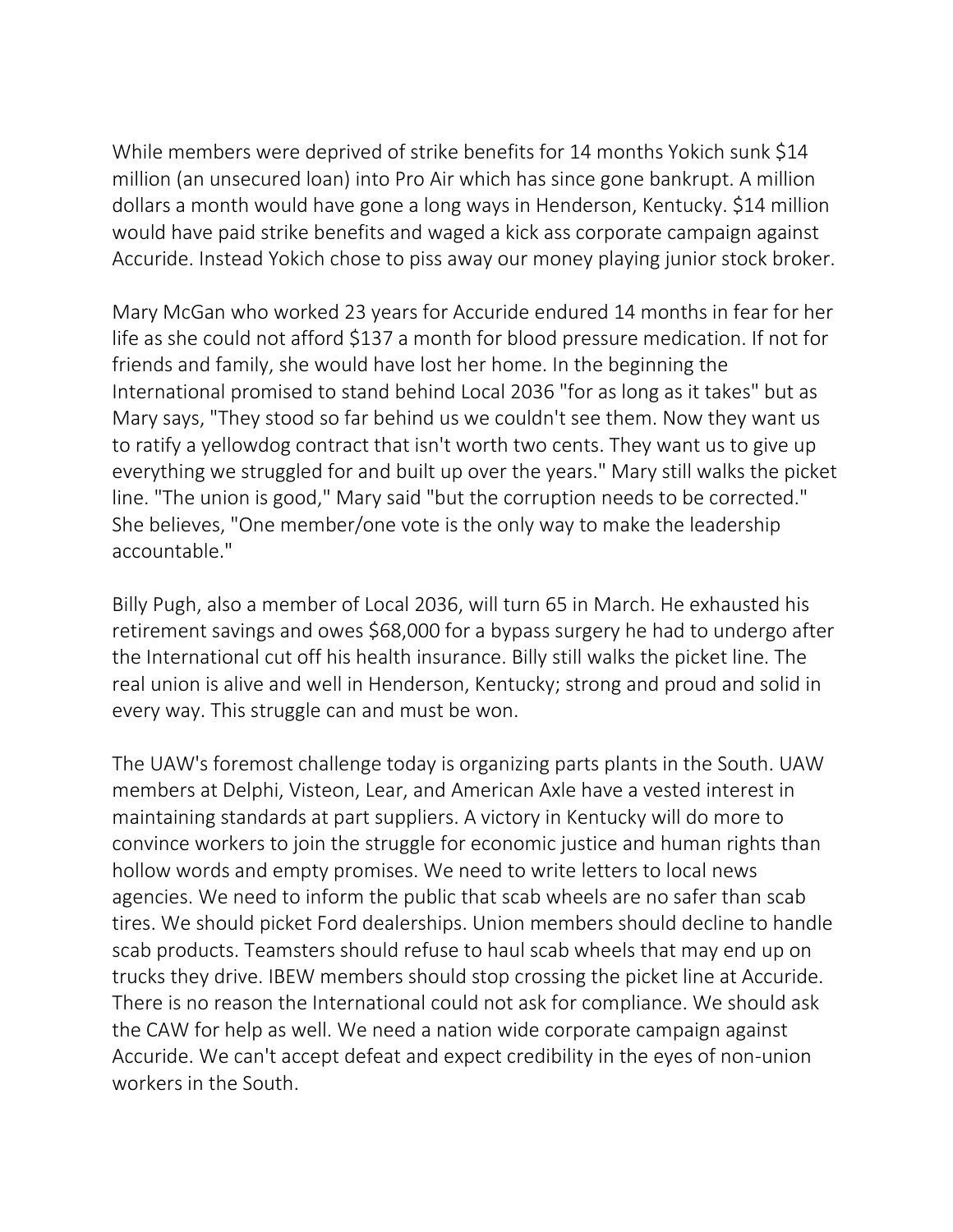While members were deprived of strike benefits for 14 months Yokich sunk $14 million (an unsecured loan) into Pro Air which has since gone bankrupt. A million dollars a month would have gone a long ways in Henderson, Kentucky. $14 million would have paid strike benefits and waged a kick ass corporate campaign against Accuride. Instead Yokich chose to piss away our money playing junior stock broker.

Mary McGan who worked 23 years for Accuride endured 14 months in fear for her life as she could not afford $137 a month for blood pressure medication. If not for friends and family, she would have lost her home. In the beginning the International promised to stand behind Local 2036 "for as long as it takes" but as Mary says, "They stood so far behind us we couldn't see them. Now they want us to ratify a yellowdog contract that isn't worth two cents. They want us to give up everything we struggled for and built up over the years." Mary still walks the picket line. "The union is good," Mary said "but the corruption needs to be corrected." She believes, "One member/one vote is the only way to make the leadership accountable."

Billy Pugh, also a member of Local 2036, will turn 65 in March. He exhausted his retirement savings and owes $68,000 for a bypass surgery he had to undergo after the International cut off his health insurance. Billy still walks the picket line. The real union is alive and well in Henderson, Kentucky; strong and proud and solid in every way. This struggle can and must be won.

The UAW's foremost challenge today is organizing parts plants in the South. UAW members at Delphi, Visteon, Lear, and American Axle have a vested interest in maintaining standards at part suppliers. A victory in Kentucky will do more to convince workers to join the struggle for economic justice and human rights than hollow words and empty promises. We need to write letters to local news agencies. We need to inform the public that scab wheels are no safer than scab tires. We should picket Ford dealerships. Union members should decline to handle scab products. Teamsters should refuse to haul scab wheels that may end up on trucks they drive. IBEW members should stop crossing the picket line at Accuride. There is no reason the International could not ask for compliance. We should ask the CAW for help as well. We need a nation wide corporate campaign against Accuride. We can't accept defeat and expect credibility in the eyes of non-union workers in the South.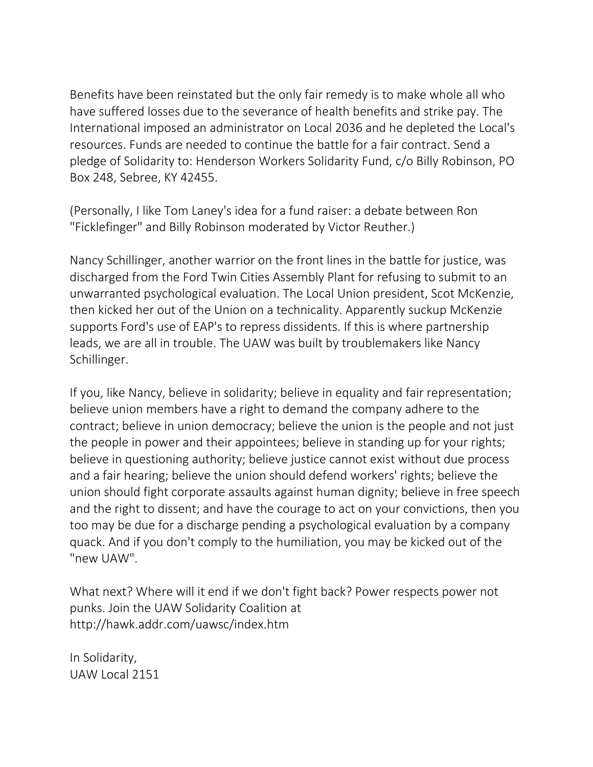Benefits have been reinstated but the only fair remedy is to make whole all who have suffered losses due to the severance of health benefits and strike pay. The International imposed an administrator on Local 2036 and he depleted the Local's resources. Funds are needed to continue the battle for a fair contract. Send a pledge of Solidarity to: Henderson Workers Solidarity Fund, c/o Billy Robinson, PO Box 248, Sebree, KY 42455.

(Personally, I like Tom Laney's idea for a fund raiser: a debate between Ron "Ficklefinger" and Billy Robinson moderated by Victor Reuther.)

Nancy Schillinger, another warrior on the front lines in the battle for justice, was discharged from the Ford Twin Cities Assembly Plant for refusing to submit to an unwarranted psychological evaluation. The Local Union president, Scot McKenzie, then kicked her out of the Union on a technicality. Apparently suckup McKenzie supports Ford's use of EAP's to repress dissidents. If this is where partnership leads, we are all in trouble. The UAW was built by troublemakers like Nancy Schillinger.

If you, like Nancy, believe in solidarity; believe in equality and fair representation; believe union members have a right to demand the company adhere to the contract; believe in union democracy; believe the union is the people and not just the people in power and their appointees; believe in standing up for your rights; believe in questioning authority; believe justice cannot exist without due process and a fair hearing; believe the union should defend workers' rights; believe the union should fight corporate assaults against human dignity; believe in free speech and the right to dissent; and have the courage to act on your convictions, then you too may be due for a discharge pending a psychological evaluation by a company quack. And if you don't comply to the humiliation, you may be kicked out of the "new UAW".

What next? Where will it end if we don't fight back? Power respects power not punks. Join the UAW Solidarity Coalition at http://hawk.addr.com/uawsc/index.htm

In Solidarity,
UAW Local 2151